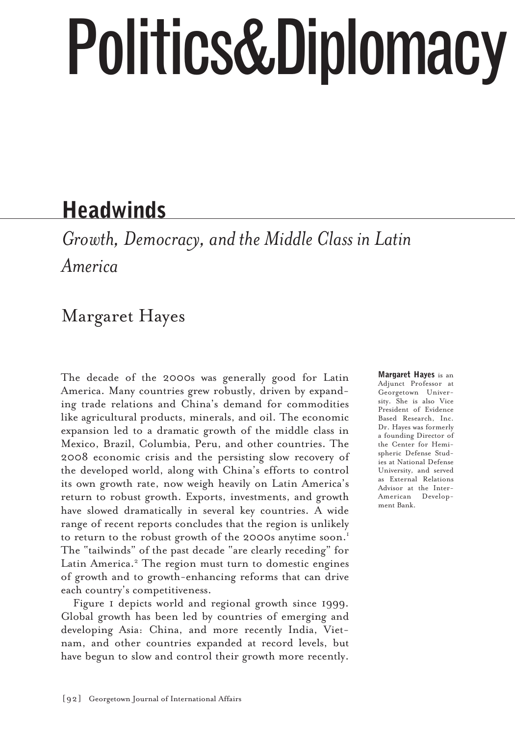# Politics&Diplomacy

## Headwinds

*Growth, Democracy, and the Middle Class in Latin America*

Margaret Hayes

**Margaret Hayes** is an Adjunct Professor at Georgetown University. She is also Vice President of Evidence Based Research, Inc. Dr. Hayes was formerly a founding Director of the Center for Hemispheric Defense Studies at National Defense University, and served as External Relations Advisor at the Inter-American Development Bank.

The decade of the 2000s was generally good for Latin America. Many countries grew robustly, driven by expanding trade relations and China's demand for commodities like agricultural products, minerals, and oil. The economic expansion led to a dramatic growth of the middle class in Mexico, Brazil, Columbia, Peru, and other countries. The 2008 economic crisis and the persisting slow recovery of the developed world, along with China's efforts to control its own growth rate, now weigh heavily on Latin America's return to robust growth. Exports, investments, and growth have slowed dramatically in several key countries. A wide range of recent reports concludes that the region is unlikely to return to the robust growth of the 2000s anytime soon.[1] The "tailwinds" of the past decade "are clearly receding" for Latin America.[2] The region must turn to domestic engines of growth and to growth-enhancing reforms that can drive each country's competitiveness.

Figure 1 depicts world and regional growth since 1999. Global growth has been led by countries of emerging and developing Asia: China, and more recently India, Vietnam, and other countries expanded at record levels, but have begun to slow and control their growth more recently.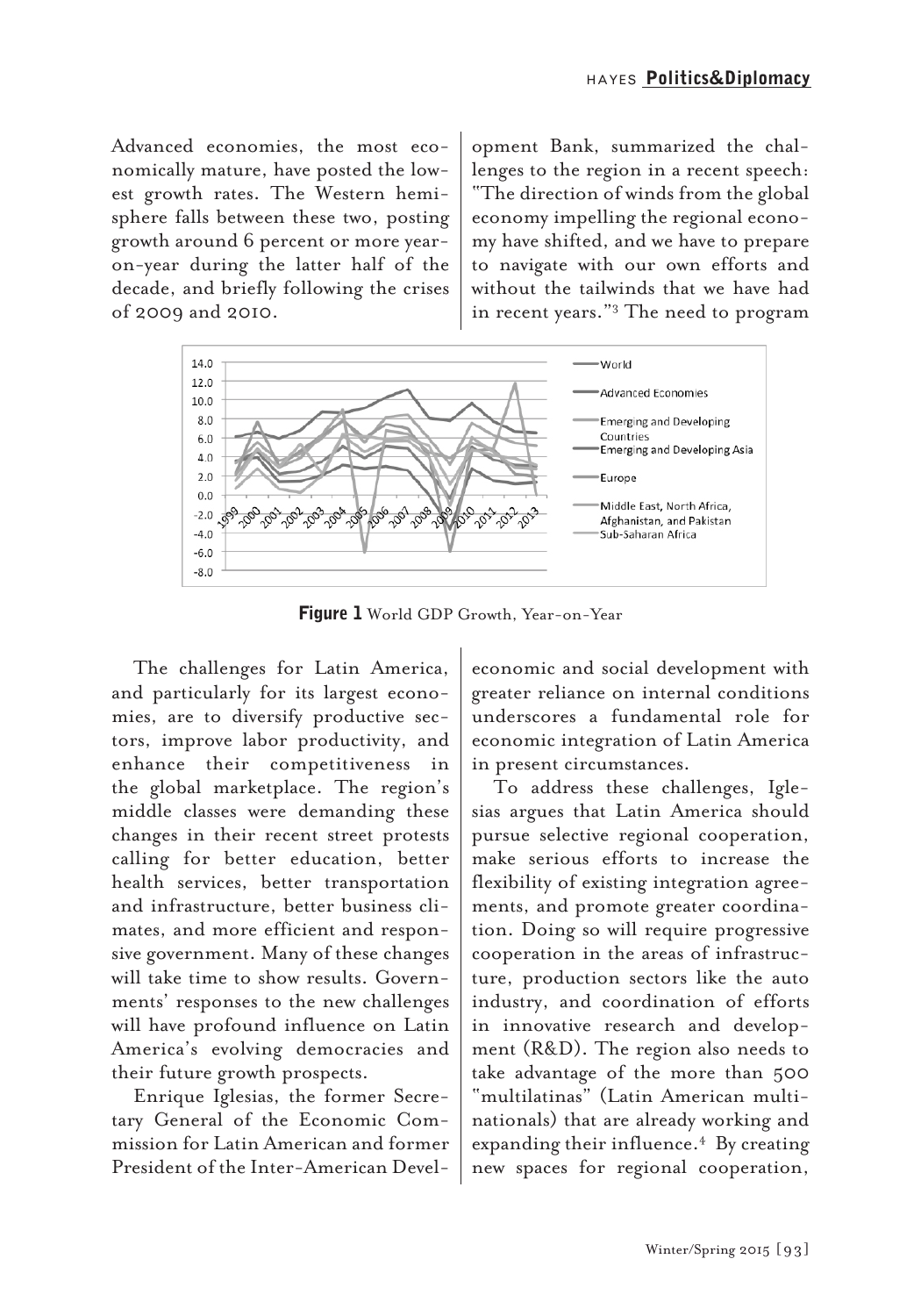Advanced economies, the most economically mature, have posted the lowest growth rates. The Western hemisphere falls between these two, posting growth around 6 percent or more year-on-year during the latter half of the decade, and briefly following the crises of 2009 and 2010.

Enrique Iglesias, the former Secretary General of the Economic Commission for Latin American and former President of the Inter-American Development Bank, summarized the challenges to the region in a recent speech: "The direction of winds from the global economy impelling the regional economy have shifted, and we have to prepare to navigate with our own efforts and without the tailwinds that we have had in recent years."[3] The need to program economic and social development with greater reliance on internal conditions underscores a fundamental role for economic integration of Latin America in present circumstances.

**Figure 1** World GDP Growth, Year-on-Year

The challenges for Latin America, and particularly for its largest economies, are to diversify productive sectors, improve labor productivity, and enhance their competitiveness in the global marketplace. The region's middle classes were demanding these changes in their recent street protests calling for better education, better health services, better transportation and infrastructure, better business climates, and more efficient and responsive government. Many of these changes will take time to show results. Governments' responses to the new challenges will have profound influence on Latin America's evolving democracies and their future growth prospects.

To address these challenges, Iglesias argues that Latin America should pursue selective regional cooperation, make serious efforts to increase the flexibility of existing integration agreements, and promote greater coordination. Doing so will require progressive cooperation in the areas of infrastructure, production sectors like the auto industry, and coordination of efforts in innovative research and development (R&D). The region also needs to take advantage of the more than 500 "multilatinas" (Latin American multinationals) that are already working and expanding their influence.[4] By creating new spaces for regional cooperation,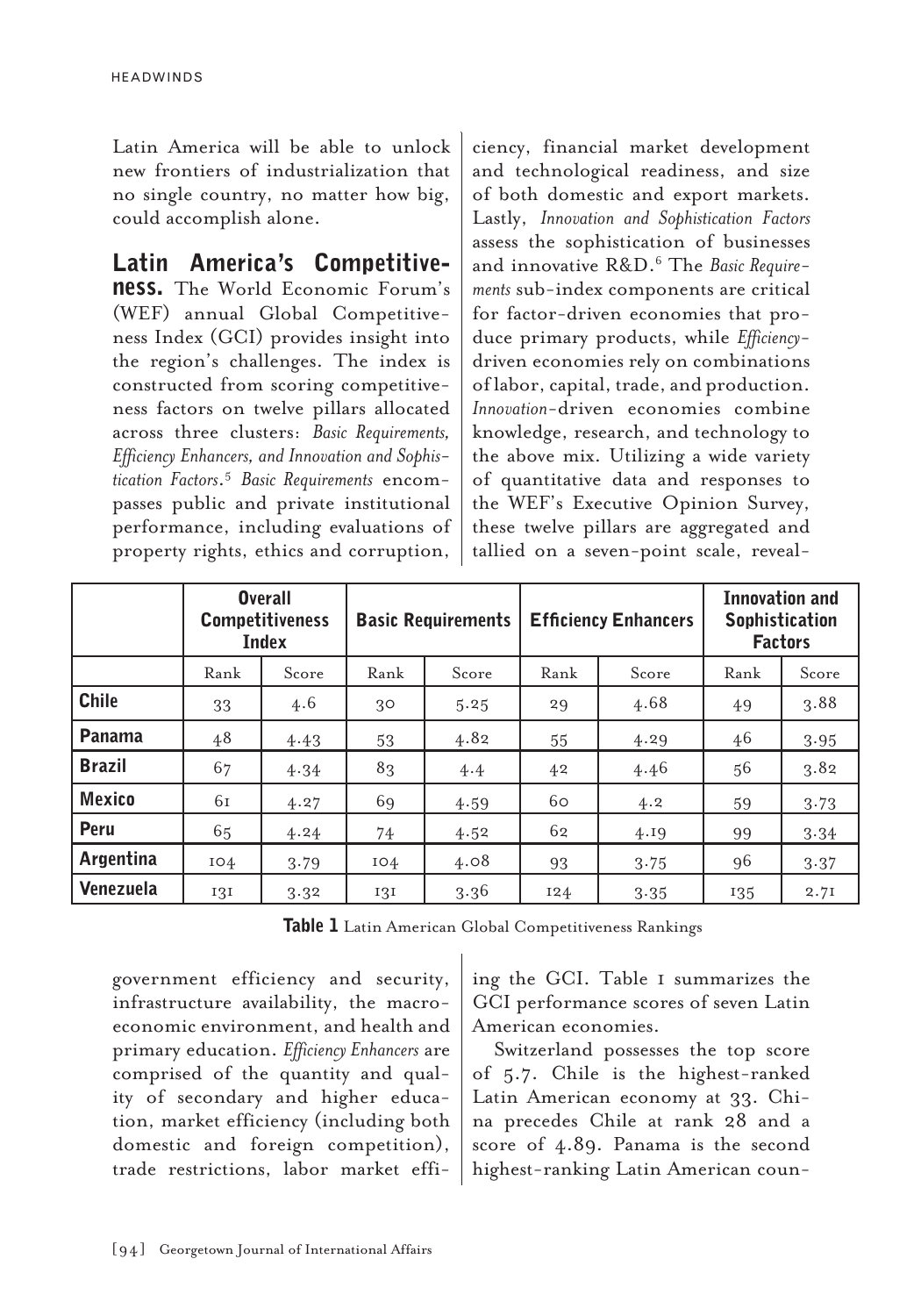Latin America will be able to unlock new frontiers of industrialization that no single country, no matter how big, could accomplish alone.

## Latin America's Competitiveness.

The World Economic Forum's (WEF) annual Global Competitiveness Index (GCI) provides insight into the region's challenges. The index is constructed from scoring competitiveness factors on twelve pillars allocated across three clusters: *Basic Requirements, Efficiency Enhancers, and Innovation and Sophistication Factors*.[5] *Basic Requirements* encompasses public and private institutional performance, including evaluations of property rights, ethics and corruption, government efficiency and security, infrastructure availability, the macroeconomic environment, and health and primary education. *Efficiency Enhancers* are comprised of the quantity and quality of secondary and higher education, market efficiency (including both domestic and foreign competition), trade restrictions, labor market efficiency, financial market development and technological readiness, and size of both domestic and export markets. Lastly, *Innovation and Sophistication Factors* assess the sophistication of businesses and innovative R&D.[6] The *Basic Requirements* sub-index components are critical for factor-driven economies that produce primary products, while *Efficiency*-driven economies rely on combinations of labor, capital, trade, and production. *Innovation*-driven economies combine knowledge, research, and technology to the above mix. Utilizing a wide variety of quantitative data and responses to the WEF's Executive Opinion Survey, these twelve pillars are aggregated and tallied on a seven-point scale, revealing the GCI. Table 1 summarizes the GCI performance scores of seven Latin American economies.

| | Overall Competitiveness Index | | Basic Requirements | | Efficiency Enhancers | | Innovation and Sophistication Factors | |
|---|---|---|---|---|---|---|---|---|
| | Rank | Score | Rank | Score | Rank | Score | Rank | Score |
| **Chile** | 33 | 4.6 | 30 | 5.25 | 29 | 4.68 | 49 | 3.88 |
| **Panama** | 48 | 4.43 | 53 | 4.82 | 55 | 4.29 | 46 | 3.95 |
| **Brazil** | 67 | 4.34 | 83 | 4.4 | 42 | 4.46 | 56 | 3.82 |
| **Mexico** | 61 | 4.27 | 69 | 4.59 | 60 | 4.2 | 59 | 3.73 |
| **Peru** | 65 | 4.24 | 74 | 4.52 | 62 | 4.19 | 99 | 3.34 |
| **Argentina** | 104 | 3.79 | 104 | 4.08 | 93 | 3.75 | 96 | 3.37 |
| **Venezuela** | 131 | 3.32 | 131 | 3.36 | 124 | 3.35 | 135 | 2.71 |

**Table 1** Latin American Global Competitiveness Rankings

Switzerland possesses the top score of 5.7. Chile is the highest-ranked Latin American economy at 33. China precedes Chile at rank 28 and a score of 4.89. Panama is the second highest-ranking Latin American coun-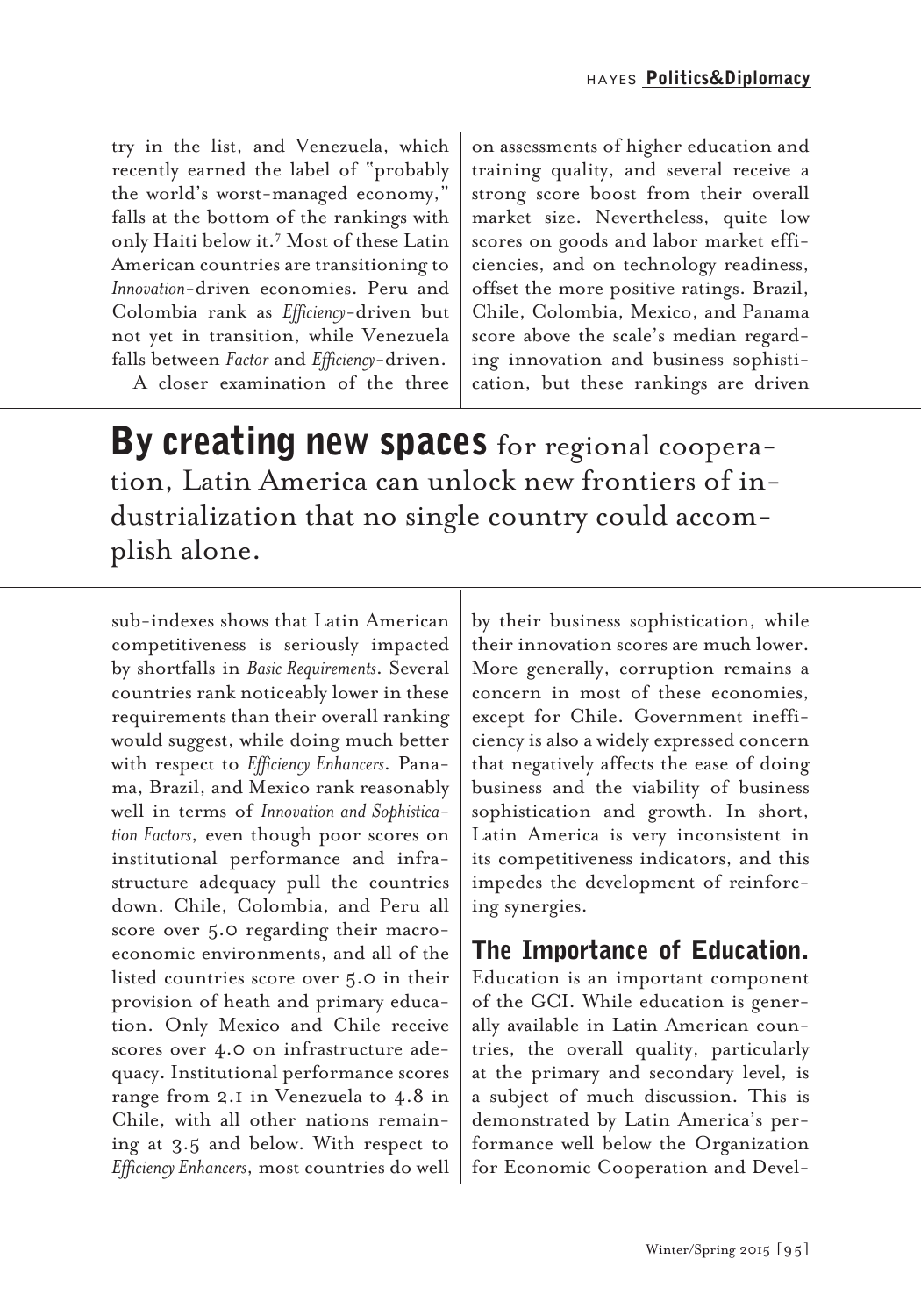try in the list, and Venezuela, which recently earned the label of "probably the world's worst-managed economy," falls at the bottom of the rankings with only Haiti below it.[7] Most of these Latin American countries are transitioning to *Innovation*-driven economies. Peru and Colombia rank as *Efficiency*-driven but not yet in transition, while Venezuela falls between *Factor* and *Efficiency*-driven.

A closer examination of the three sub-indexes shows that Latin American competitiveness is seriously impacted by shortfalls in *Basic Requirements*. Several countries rank noticeably lower in these requirements than their overall ranking would suggest, while doing much better with respect to *Efficiency Enhancers*. Panama, Brazil, and Mexico rank reasonably well in terms of *Innovation and Sophistication Factors*, even though poor scores on institutional performance and infrastructure adequacy pull the countries down. Chile, Colombia, and Peru all score over 5.0 regarding their macroeconomic environments, and all of the listed countries score over 5.0 in their provision of heath and primary education. Only Mexico and Chile receive scores over 4.0 on infrastructure adequacy. Institutional performance scores range from 2.1 in Venezuela to 4.8 in Chile, with all other nations remaining at 3.5 and below. With respect to *Efficiency Enhancers*, most countries do well on assessments of higher education and training quality, and several receive a strong score boost from their overall market size. Nevertheless, quite low scores on goods and labor market efficiencies, and on technology readiness, offset the more positive ratings. Brazil, Chile, Colombia, Mexico, and Panama score above the scale's median regarding innovation and business sophistication, but these rankings are driven by their business sophistication, while their innovation scores are much lower. More generally, corruption remains a concern in most of these economies, except for Chile. Government inefficiency is also a widely expressed concern that negatively affects the ease of doing business and the viability of business sophistication and growth. In short, Latin America is very inconsistent in its competitiveness indicators, and this impedes the development of reinforcing synergies.

> **By creating new spaces** for regional cooperation, Latin America can unlock new frontiers of industrialization that no single country could accomplish alone.

## The Importance of Education.

Education is an important component of the GCI. While education is generally available in Latin American countries, the overall quality, particularly at the primary and secondary level, is a subject of much discussion. This is demonstrated by Latin America's performance well below the Organization for Economic Cooperation and Devel-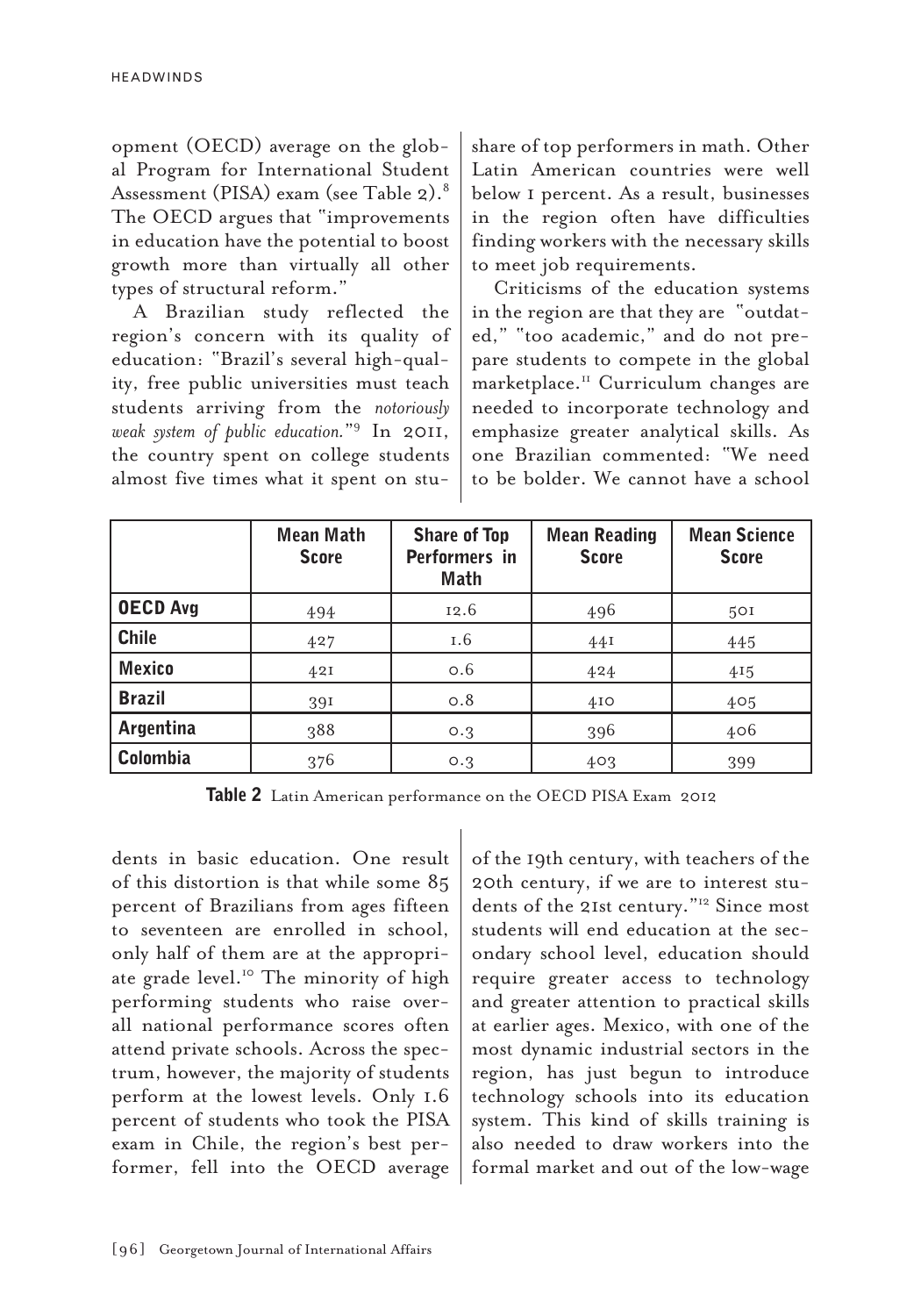opment (OECD) average on the global Program for International Student Assessment (PISA) exam (see Table 2).[8] The OECD argues that "improvements in education have the potential to boost growth more than virtually all other types of structural reform."

A Brazilian study reflected the region's concern with its quality of education: "Brazil's several high-quality, free public universities must teach students arriving from the *notoriously weak system of public education.*"[9] In 2011, the country spent on college students almost five times what it spent on students in basic education. One result of this distortion is that while some 85 percent of Brazilians from ages fifteen to seventeen are enrolled in school, only half of them are at the appropriate grade level.[10] The minority of high performing students who raise overall national performance scores often attend private schools. Across the spectrum, however, the majority of students perform at the lowest levels. Only 1.6 percent of students who took the PISA exam in Chile, the region's best performer, fell into the OECD average share of top performers in math. Other Latin American countries were well below 1 percent. As a result, businesses in the region often have difficulties finding workers with the necessary skills to meet job requirements.

Criticisms of the education systems in the region are that they are "outdated," "too academic," and do not prepare students to compete in the global marketplace.[11] Curriculum changes are needed to incorporate technology and emphasize greater analytical skills. As one Brazilian commented: "We need to be bolder. We cannot have a school of the 19th century, with teachers of the 20th century, if we are to interest students of the 21st century."[12] Since most students will end education at the secondary school level, education should require greater access to technology and greater attention to practical skills at earlier ages. Mexico, with one of the most dynamic industrial sectors in the region, has just begun to introduce technology schools into its education system. This kind of skills training is also needed to draw workers into the formal market and out of the low-wage

| | Mean Math Score | Share of Top Performers in Math | Mean Reading Score | Mean Science Score |
|---|---|---|---|---|
| **OECD Avg** | 494 | 12.6 | 496 | 501 |
| **Chile** | 427 | 1.6 | 441 | 445 |
| **Mexico** | 421 | 0.6 | 424 | 415 |
| **Brazil** | 391 | 0.8 | 410 | 405 |
| **Argentina** | 388 | 0.3 | 396 | 406 |
| **Colombia** | 376 | 0.3 | 403 | 399 |

**Table 2** Latin American performance on the OECD PISA Exam 2012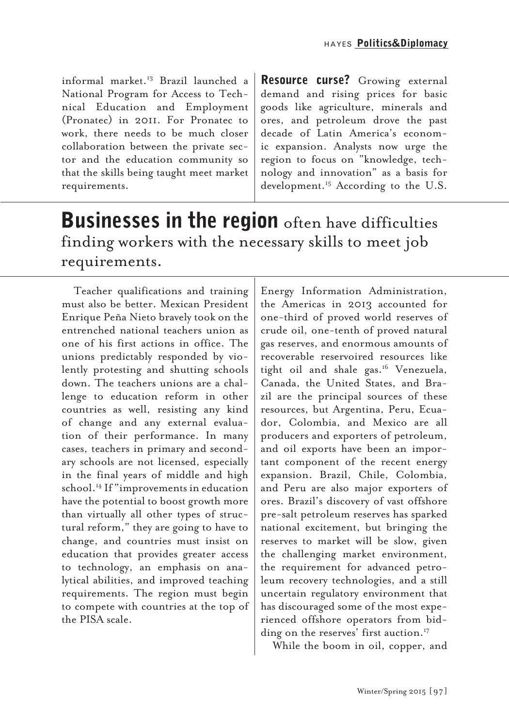informal market.[13] Brazil launched a National Program for Access to Technical Education and Employment (Pronatec) in 2011. For Pronatec to work, there needs to be much closer collaboration between the private sector and the education community so that the skills being taught meet market requirements.

> **Businesses in the region** often have difficulties finding workers with the necessary skills to meet job requirements.

Teacher qualifications and training must also be better. Mexican President Enrique Peña Nieto bravely took on the entrenched national teachers union as one of his first actions in office. The unions predictably responded by violently protesting and shutting schools down. The teachers unions are a challenge to education reform in other countries as well, resisting any kind of change and any external evaluation of their performance. In many cases, teachers in primary and secondary schools are not licensed, especially in the final years of middle and high school.[14] If "improvements in education have the potential to boost growth more than virtually all other types of structural reform," they are going to have to change, and countries must insist on education that provides greater access to technology, an emphasis on analytical abilities, and improved teaching requirements. The region must begin to compete with countries at the top of the PISA scale.

**Resource curse?** Growing external demand and rising prices for basic goods like agriculture, minerals and ores, and petroleum drove the past decade of Latin America's economic expansion. Analysts now urge the region to focus on "knowledge, technology and innovation" as a basis for development.[15] According to the U.S. Energy Information Administration, the Americas in 2013 accounted for one-third of proved world reserves of crude oil, one-tenth of proved natural gas reserves, and enormous amounts of recoverable reservoired resources like tight oil and shale gas.[16] Venezuela, Canada, the United States, and Brazil are the principal sources of these resources, but Argentina, Peru, Ecuador, Colombia, and Mexico are all producers and exporters of petroleum, and oil exports have been an important component of the recent energy expansion. Brazil, Chile, Colombia, and Peru are also major exporters of ores. Brazil's discovery of vast offshore pre-salt petroleum reserves has sparked national excitement, but bringing the reserves to market will be slow, given the challenging market environment, the requirement for advanced petroleum recovery technologies, and a still uncertain regulatory environment that has discouraged some of the most experienced offshore operators from bidding on the reserves' first auction.[17]

While the boom in oil, copper, and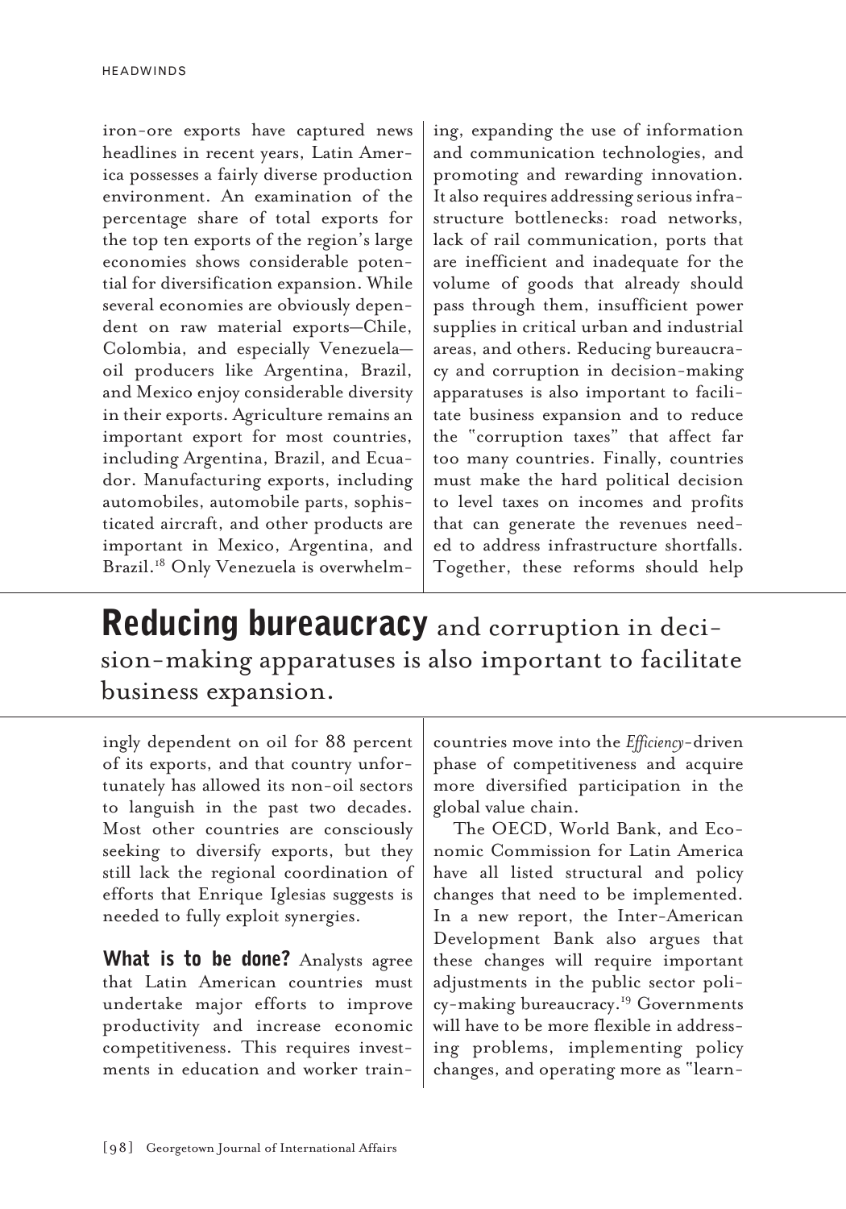iron-ore exports have captured news headlines in recent years, Latin America possesses a fairly diverse production environment. An examination of the percentage share of total exports for the top ten exports of the region's large economies shows considerable potential for diversification expansion. While several economies are obviously dependent on raw material exports—Chile, Colombia, and especially Venezuela—oil producers like Argentina, Brazil, and Mexico enjoy considerable diversity in their exports. Agriculture remains an important export for most countries, including Argentina, Brazil, and Ecuador. Manufacturing exports, including automobiles, automobile parts, sophisticated aircraft, and other products are important in Mexico, Argentina, and Brazil.[18] Only Venezuela is overwhelmingly dependent on oil for 88 percent of its exports, and that country unfortunately has allowed its non-oil sectors to languish in the past two decades. Most other countries are consciously seeking to diversify exports, but they still lack the regional coordination of efforts that Enrique Iglesias suggests is needed to fully exploit synergies.

**What is to be done?** Analysts agree that Latin American countries must undertake major efforts to improve productivity and increase economic competitiveness. This requires investments in education and worker training, expanding the use of information and communication technologies, and promoting and rewarding innovation. It also requires addressing serious infrastructure bottlenecks: road networks, lack of rail communication, ports that are inefficient and inadequate for the volume of goods that already should pass through them, insufficient power supplies in critical urban and industrial areas, and others. Reducing bureaucracy and corruption in decision-making apparatuses is also important to facilitate business expansion and to reduce the "corruption taxes" that affect far too many countries. Finally, countries must make the hard political decision to level taxes on incomes and profits that can generate the revenues needed to address infrastructure shortfalls. Together, these reforms should help countries move into the *Efficiency*-driven phase of competitiveness and acquire more diversified participation in the global value chain.

> **Reducing bureaucracy** and corruption in decision-making apparatuses is also important to facilitate business expansion.

The OECD, World Bank, and Economic Commission for Latin America have all listed structural and policy changes that need to be implemented. In a new report, the Inter-American Development Bank also argues that these changes will require important adjustments in the public sector policy-making bureaucracy.[19] Governments will have to be more flexible in addressing problems, implementing policy changes, and operating more as "learn-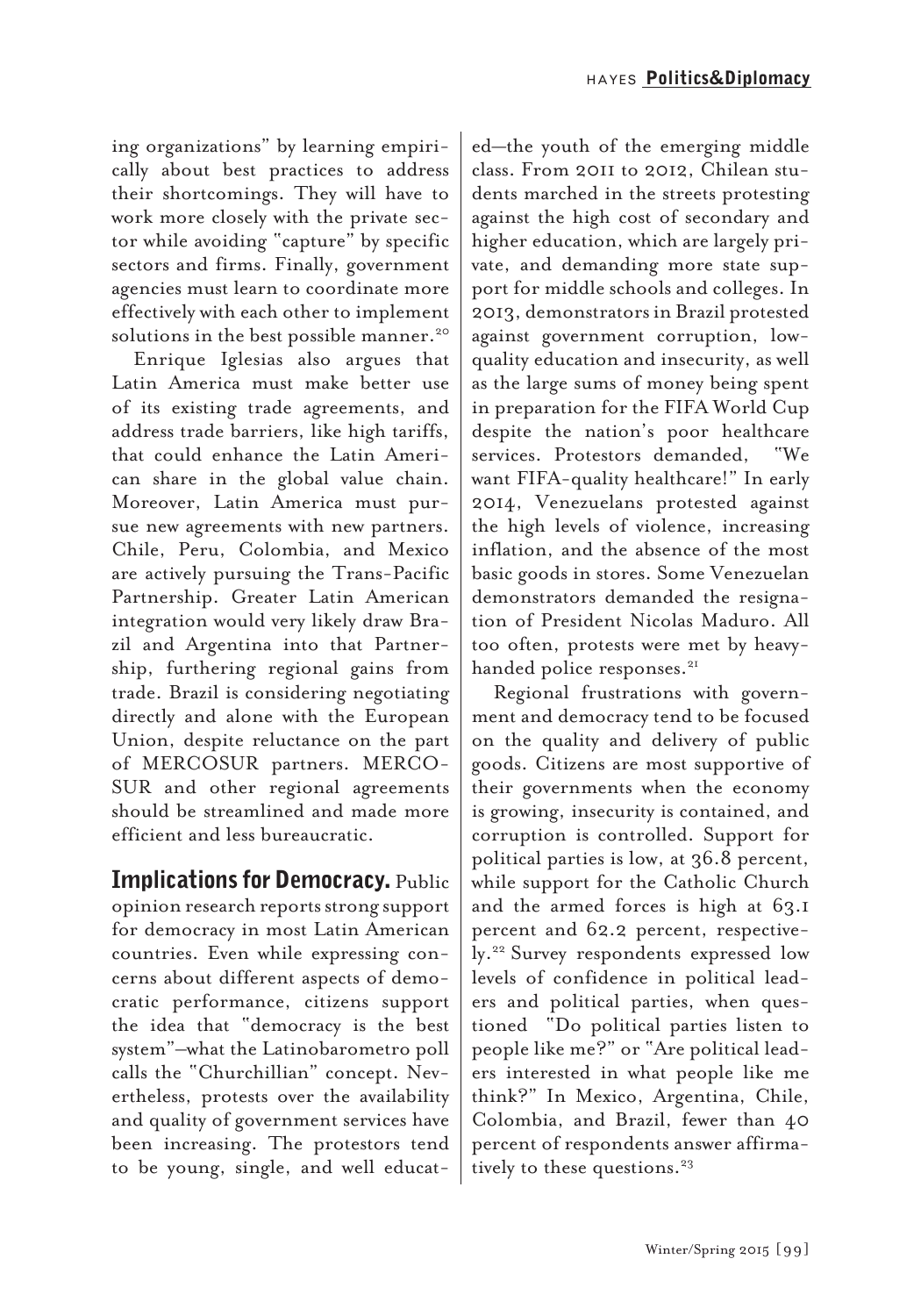ing organizations" by learning empirically about best practices to address their shortcomings. They will have to work more closely with the private sector while avoiding "capture" by specific sectors and firms. Finally, government agencies must learn to coordinate more effectively with each other to implement solutions in the best possible manner.[20]

Enrique Iglesias also argues that Latin America must make better use of its existing trade agreements, and address trade barriers, like high tariffs, that could enhance the Latin American share in the global value chain. Moreover, Latin America must pursue new agreements with new partners. Chile, Peru, Colombia, and Mexico are actively pursuing the Trans-Pacific Partnership. Greater Latin American integration would very likely draw Brazil and Argentina into that Partnership, furthering regional gains from trade. Brazil is considering negotiating directly and alone with the European Union, despite reluctance on the part of MERCOSUR partners. MERCOSUR and other regional agreements should be streamlined and made more efficient and less bureaucratic.

**Implications for Democracy.** Public opinion research reports strong support for democracy in most Latin American countries. Even while expressing concerns about different aspects of democratic performance, citizens support the idea that "democracy is the best system"—what the Latinobarometro poll calls the "Churchillian" concept. Nevertheless, protests over the availability and quality of government services have been increasing. The protestors tend to be young, single, and well educated—the youth of the emerging middle class. From 2011 to 2012, Chilean students marched in the streets protesting against the high cost of secondary and higher education, which are largely private, and demanding more state support for middle schools and colleges. In 2013, demonstrators in Brazil protested against government corruption, low-quality education and insecurity, as well as the large sums of money being spent in preparation for the FIFA World Cup despite the nation's poor healthcare services. Protestors demanded, "We want FIFA-quality healthcare!" In early 2014, Venezuelans protested against the high levels of violence, increasing inflation, and the absence of the most basic goods in stores. Some Venezuelan demonstrators demanded the resignation of President Nicolas Maduro. All too often, protests were met by heavy-handed police responses.[21]

Regional frustrations with government and democracy tend to be focused on the quality and delivery of public goods. Citizens are most supportive of their governments when the economy is growing, insecurity is contained, and corruption is controlled. Support for political parties is low, at 36.8 percent, while support for the Catholic Church and the armed forces is high at 63.1 percent and 62.2 percent, respectively.[22] Survey respondents expressed low levels of confidence in political leaders and political parties, when questioned "Do political parties listen to people like me?" or "Are political leaders interested in what people like me think?" In Mexico, Argentina, Chile, Colombia, and Brazil, fewer than 40 percent of respondents answer affirmatively to these questions.[23]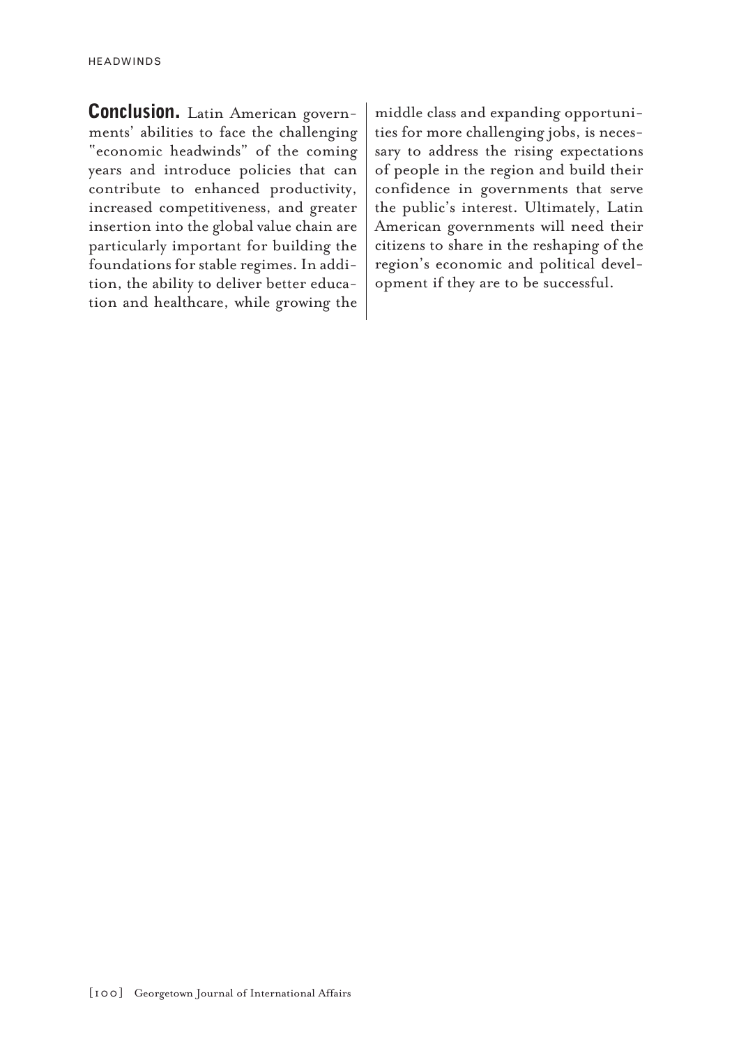**Conclusion.** Latin American governments' abilities to face the challenging "economic headwinds" of the coming years and introduce policies that can contribute to enhanced productivity, increased competitiveness, and greater insertion into the global value chain are particularly important for building the foundations for stable regimes. In addition, the ability to deliver better education and healthcare, while growing the middle class and expanding opportunities for more challenging jobs, is necessary to address the rising expectations of people in the region and build their confidence in governments that serve the public's interest. Ultimately, Latin American governments will need their citizens to share in the reshaping of the region's economic and political development if they are to be successful.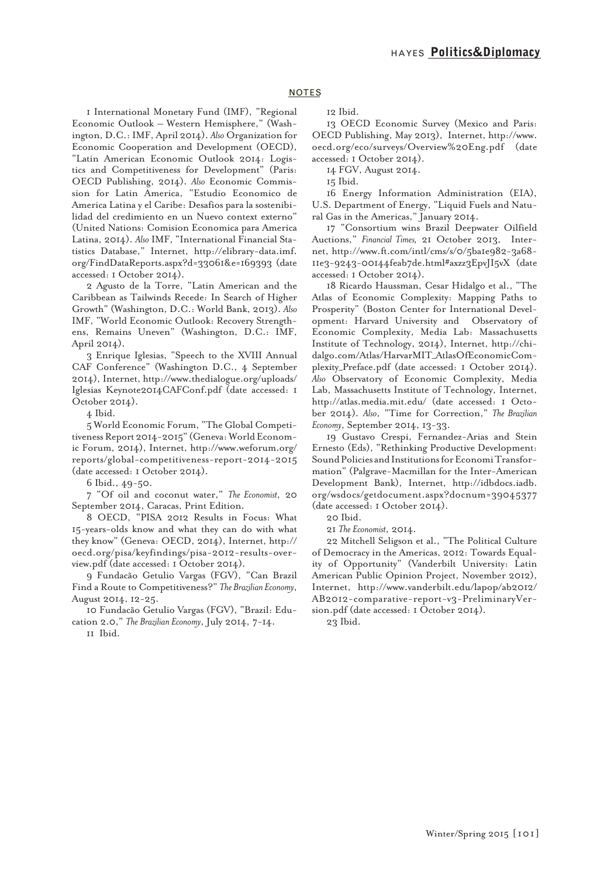## NOTES

1 International Monetary Fund (IMF), "Regional Economic Outlook – Western Hemisphere," (Washington, D.C.: IMF, April 2014). *Also* Organization for Economic Cooperation and Development (OECD), "Latin American Economic Outlook 2014: Logistics and Competitiveness for Development" (Paris: OECD Publishing, 2014). *Also* Economic Commission for Latin America, "Estudio Economico de America Latina y el Caribe: Desafios para la sostenibilidad del credimiento en un Nuevo context externo" (United Nations: Comision Economica para America Latina, 2014). *Also* IMF, "International Financial Statistics Database," Internet, http://elibrary-data.imf.org/FindDataReports.aspx?d=33061&e=169393 (date accessed: 1 October 2014).

2 Agusto de la Torre, "Latin American and the Caribbean as Tailwinds Recede: In Search of Higher Growth" (Washington, D.C.: World Bank, 2013). *Also* IMF, "World Economic Outlook: Recovery Strengthens, Remains Uneven" (Washington, D.C.: IMF, April 2014).

3 Enrique Iglesias, "Speech to the XVIII Annual CAF Conference" (Washington D.C., 4 September 2014), Internet, http://www.thedialogue.org/uploads/Iglesias Keynote2014CAFConf.pdf (date accessed: 1 October 2014).

4 Ibid.

5 World Economic Forum, "The Global Competitiveness Report 2014-2015" (Geneva: World Economic Forum, 2014), Internet, http://www.weforum.org/reports/global-competitiveness-report-2014-2015 (date accessed: 1 October 2014).

6 Ibid., 49-50.

7 "Of oil and coconut water," *The Economist*, 20 September 2014, Caracas, Print Edition.

8 OECD, "PISA 2012 Results in Focus: What 15-years-olds know and what they can do with what they know" (Geneva: OECD, 2014), Internet, http://oecd.org/pisa/keyfindings/pisa-2012-results-overview.pdf (date accessed: 1 October 2014).

9 Fundacão Getulio Vargas (FGV), "Can Brazil Find a Route to Competitiveness?" *The Brazilian Economy*, August 2014, 12-25.

10 Fundacão Getulio Vargas (FGV), "Brazil: Education 2.0," *The Brazilian Economy*, July 2014, 7-14.

11 Ibid.

12 Ibid.

13 OECD Economic Survey (Mexico and Paris: OECD Publishing, May 2013), Internet, http://www.oecd.org/eco/surveys/Overview%20Eng.pdf (date accessed: 1 October 2014).

14 FGV, August 2014.

15 Ibid.

16 Energy Information Administration (EIA), U.S. Department of Energy, "Liquid Fuels and Natural Gas in the Americas," January 2014.

17 "Consortium wins Brazil Deepwater Oilfield Auctions," *Financial Times*, 21 October 2013, Internet, http://www.ft.com/intl/cms/s/0/5ba1e982-3a68-11e3-9243-00144feab7de.html#axzz3EpvJI5vX (date accessed: 1 October 2014).

18 Ricardo Haussman, Cesar Hidalgo et al., "The Atlas of Economic Complexity: Mapping Paths to Prosperity" (Boston Center for International Development: Harvard University and Observatory of Economic Complexity, Media Lab: Massachusetts Institute of Technology, 2014), Internet, http://chidalgo.com/Atlas/HarvarMIT_AtlasOfEconomicComplexity_Preface.pdf (date accessed: 1 October 2014). *Also* Observatory of Economic Complexity, Media Lab, Massachusetts Institute of Technology, Internet, http://atlas.media.mit.edu/ (date accessed: 1 October 2014). *Also*, "Time for Correction," *The Brazilian Economy*, September 2014, 13-33.

19 Gustavo Crespi, Fernandez-Arias and Stein Ernesto (Eds), "Rethinking Productive Development: Sound Policies and Institutions for Economi Transformation" (Palgrave-Macmillan for the Inter-American Development Bank), Internet, http://idbdocs.iadb.org/wsdocs/getdocument.aspx?docnum=39045377 (date accessed: 1 October 2014).

20 Ibid.

21 *The Economist*, 2014.

22 Mitchell Seligson et al., "The Political Culture of Democracy in the Americas, 2012: Towards Equality of Opportunity" (Vanderbilt University: Latin American Public Opinion Project, November 2012), Internet, http://www.vanderbilt.edu/lapop/ab2012/AB2012-comparative-report-v3-PreliminaryVersion.pdf (date accessed: 1 October 2014).

23 Ibid.